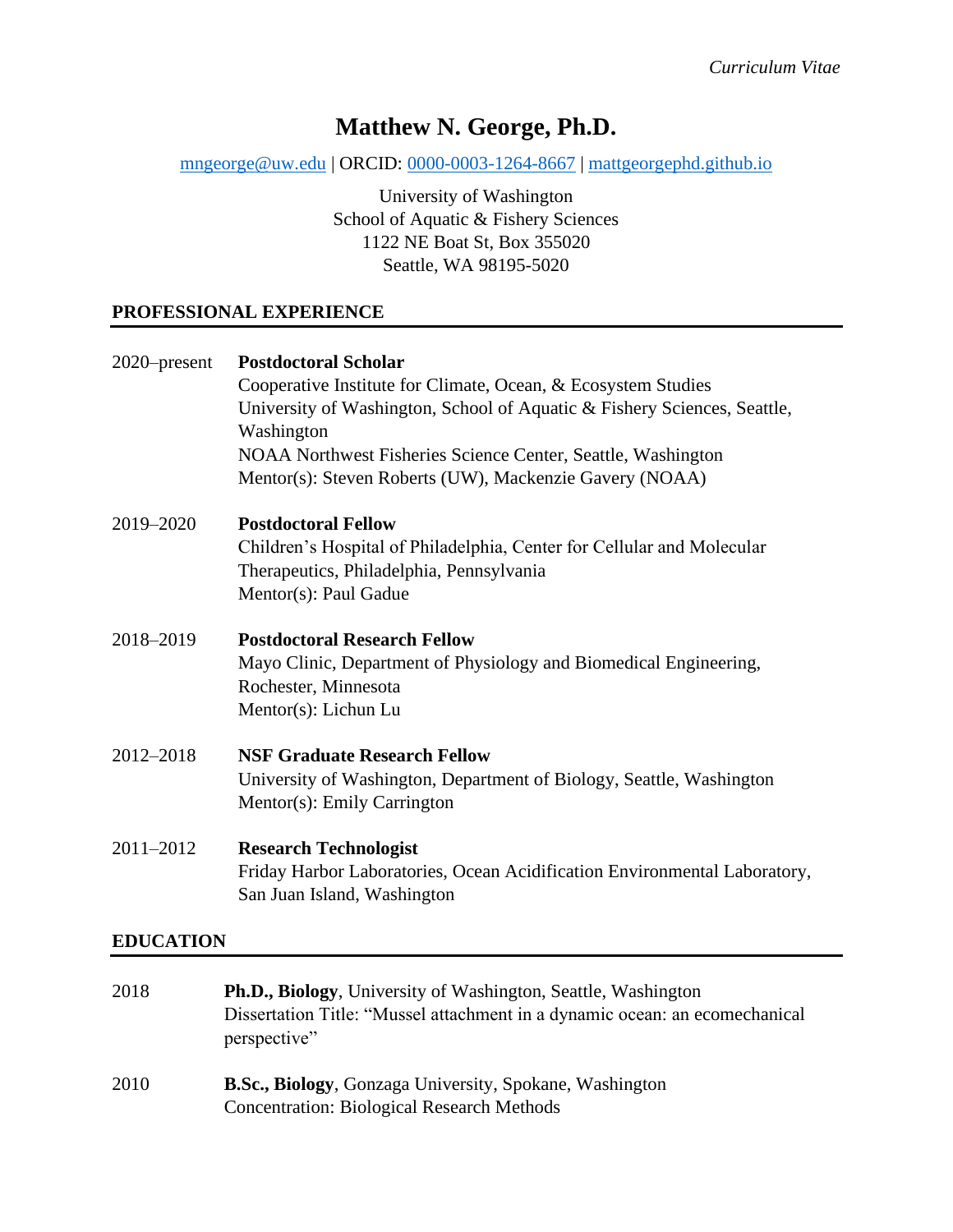*Curriculum Vitae*

# Matthew N. George, Ph.D.

mngeorge@uw.edu | ORCID: 0000-0003-1264-8667 | mattgeorgephd.github.io

University of Washington
School of Aquatic & Fishery Sciences
1122 NE Boat St, Box 355020
Seattle, WA 98195-5020

## PROFESSIONAL EXPERIENCE

2020–present **Postdoctoral Scholar**
Cooperative Institute for Climate, Ocean, & Ecosystem Studies
University of Washington, School of Aquatic & Fishery Sciences, Seattle, Washington
NOAA Northwest Fisheries Science Center, Seattle, Washington
Mentor(s): Steven Roberts (UW), Mackenzie Gavery (NOAA)

2019–2020 **Postdoctoral Fellow**
Children's Hospital of Philadelphia, Center for Cellular and Molecular Therapeutics, Philadelphia, Pennsylvania
Mentor(s): Paul Gadue

2018–2019 **Postdoctoral Research Fellow**
Mayo Clinic, Department of Physiology and Biomedical Engineering, Rochester, Minnesota
Mentor(s): Lichun Lu

2012–2018 **NSF Graduate Research Fellow**
University of Washington, Department of Biology, Seattle, Washington
Mentor(s): Emily Carrington

2011–2012 **Research Technologist**
Friday Harbor Laboratories, Ocean Acidification Environmental Laboratory, San Juan Island, Washington

## EDUCATION

2018 **Ph.D., Biology**, University of Washington, Seattle, Washington
Dissertation Title: "Mussel attachment in a dynamic ocean: an ecomechanical perspective"

2010 **B.Sc., Biology**, Gonzaga University, Spokane, Washington
Concentration: Biological Research Methods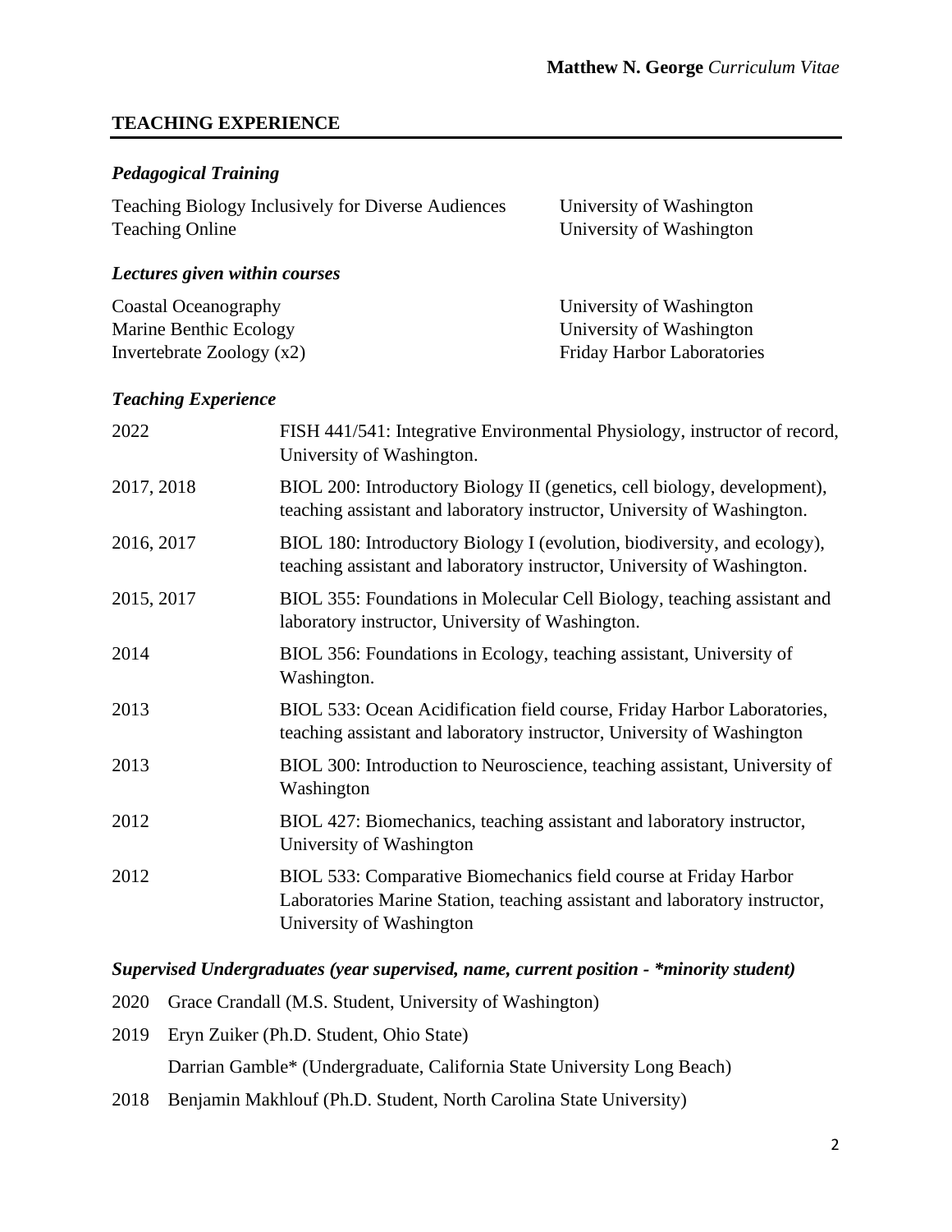## TEACHING EXPERIENCE

### *Pedagogical Training*

| | |
|---|---|
| Teaching Biology Inclusively for Diverse Audiences | University of Washington |
| Teaching Online | University of Washington |

### *Lectures given within courses*

| | |
|---|---|
| Coastal Oceanography | University of Washington |
| Marine Benthic Ecology | University of Washington |
| Invertebrate Zoology (x2) | Friday Harbor Laboratories |

### *Teaching Experience*

| | |
|---|---|
| 2022 | FISH 441/541: Integrative Environmental Physiology, instructor of record, University of Washington. |
| 2017, 2018 | BIOL 200: Introductory Biology II (genetics, cell biology, development), teaching assistant and laboratory instructor, University of Washington. |
| 2016, 2017 | BIOL 180: Introductory Biology I (evolution, biodiversity, and ecology), teaching assistant and laboratory instructor, University of Washington. |
| 2015, 2017 | BIOL 355: Foundations in Molecular Cell Biology, teaching assistant and laboratory instructor, University of Washington. |
| 2014 | BIOL 356: Foundations in Ecology, teaching assistant, University of Washington. |
| 2013 | BIOL 533: Ocean Acidification field course, Friday Harbor Laboratories, teaching assistant and laboratory instructor, University of Washington |
| 2013 | BIOL 300: Introduction to Neuroscience, teaching assistant, University of Washington |
| 2012 | BIOL 427: Biomechanics, teaching assistant and laboratory instructor, University of Washington |
| 2012 | BIOL 533: Comparative Biomechanics field course at Friday Harbor Laboratories Marine Station, teaching assistant and laboratory instructor, University of Washington |

### *Supervised Undergraduates (year supervised, name, current position - *minority student)*

2020 Grace Crandall (M.S. Student, University of Washington)

2019 Eryn Zuiker (Ph.D. Student, Ohio State)

Darrian Gamble* (Undergraduate, California State University Long Beach)

2018 Benjamin Makhlouf (Ph.D. Student, North Carolina State University)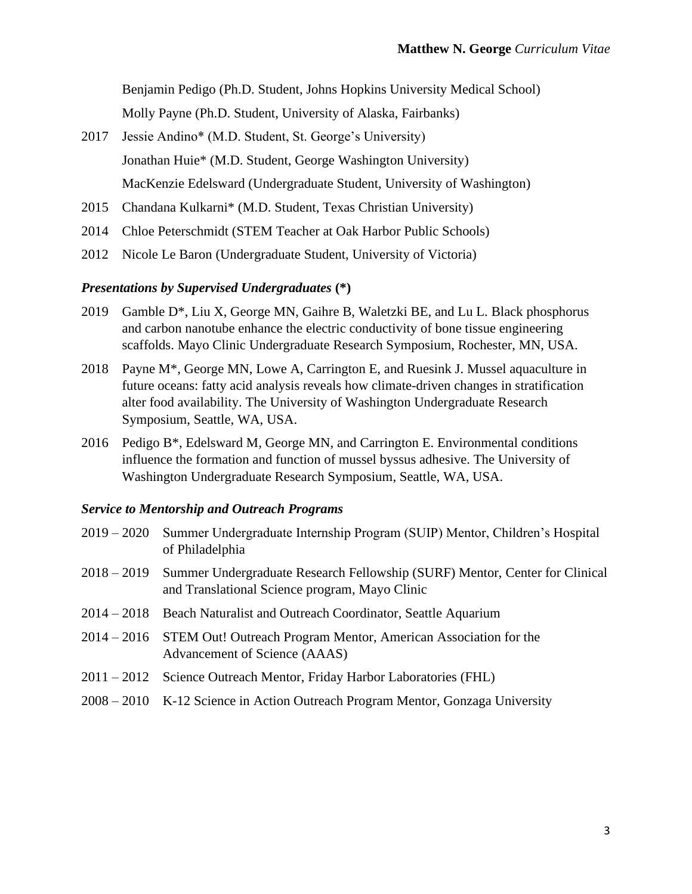Benjamin Pedigo (Ph.D. Student, Johns Hopkins University Medical School)

Molly Payne (Ph.D. Student, University of Alaska, Fairbanks)

2017 Jessie Andino* (M.D. Student, St. George's University)

Jonathan Huie* (M.D. Student, George Washington University)

MacKenzie Edelsward (Undergraduate Student, University of Washington)

2015 Chandana Kulkarni* (M.D. Student, Texas Christian University)

2014 Chloe Peterschmidt (STEM Teacher at Oak Harbor Public Schools)

2012 Nicole Le Baron (Undergraduate Student, University of Victoria)

### *Presentations by Supervised Undergraduates* (*)

2019 Gamble D*, Liu X, George MN, Gaihre B, Waletzki BE, and Lu L. Black phosphorus and carbon nanotube enhance the electric conductivity of bone tissue engineering scaffolds. Mayo Clinic Undergraduate Research Symposium, Rochester, MN, USA.

2018 Payne M*, George MN, Lowe A, Carrington E, and Ruesink J. Mussel aquaculture in future oceans: fatty acid analysis reveals how climate-driven changes in stratification alter food availability. The University of Washington Undergraduate Research Symposium, Seattle, WA, USA.

2016 Pedigo B*, Edelsward M, George MN, and Carrington E. Environmental conditions influence the formation and function of mussel byssus adhesive. The University of Washington Undergraduate Research Symposium, Seattle, WA, USA.

### *Service to Mentorship and Outreach Programs*

2019 – 2020 Summer Undergraduate Internship Program (SUIP) Mentor, Children's Hospital of Philadelphia

2018 – 2019 Summer Undergraduate Research Fellowship (SURF) Mentor, Center for Clinical and Translational Science program, Mayo Clinic

2014 – 2018 Beach Naturalist and Outreach Coordinator, Seattle Aquarium

2014 – 2016 STEM Out! Outreach Program Mentor, American Association for the Advancement of Science (AAAS)

2011 – 2012 Science Outreach Mentor, Friday Harbor Laboratories (FHL)

2008 – 2010 K-12 Science in Action Outreach Program Mentor, Gonzaga University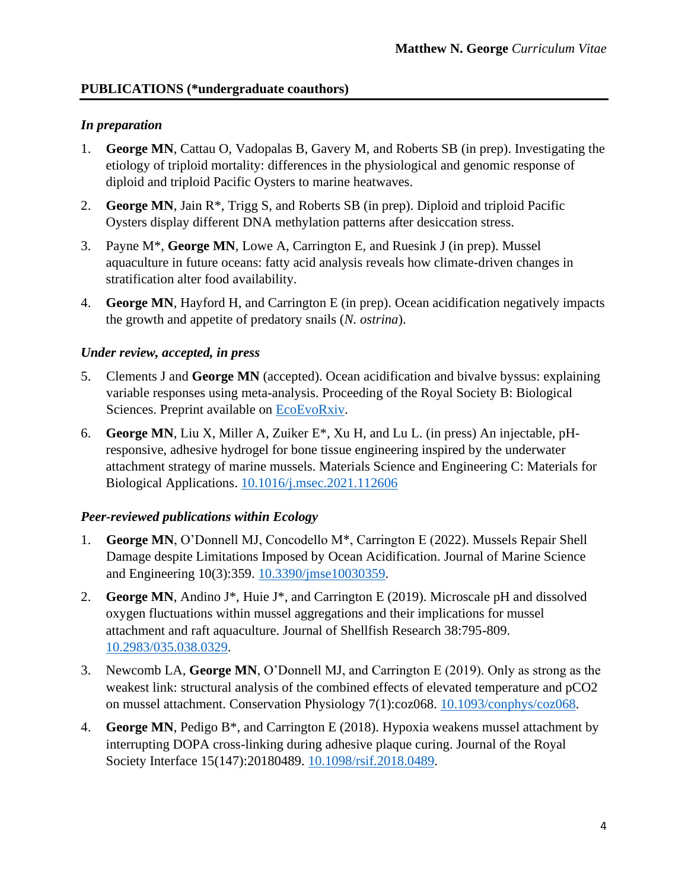## PUBLICATIONS (*undergraduate coauthors)

### *In preparation*

1. **George MN**, Cattau O, Vadopalas B, Gavery M, and Roberts SB (in prep). Investigating the etiology of triploid mortality: differences in the physiological and genomic response of diploid and triploid Pacific Oysters to marine heatwaves.
2. **George MN**, Jain R*, Trigg S, and Roberts SB (in prep). Diploid and triploid Pacific Oysters display different DNA methylation patterns after desiccation stress.
3. Payne M*, **George MN**, Lowe A, Carrington E, and Ruesink J (in prep). Mussel aquaculture in future oceans: fatty acid analysis reveals how climate-driven changes in stratification alter food availability.
4. **George MN**, Hayford H, and Carrington E (in prep). Ocean acidification negatively impacts the growth and appetite of predatory snails (*N. ostrina*).

### *Under review, accepted, in press*

5. Clements J and **George MN** (accepted). Ocean acidification and bivalve byssus: explaining variable responses using meta-analysis. Proceeding of the Royal Society B: Biological Sciences. Preprint available on EcoEvoRxiv.
6. **George MN**, Liu X, Miller A, Zuiker E*, Xu H, and Lu L. (in press) An injectable, pH-responsive, adhesive hydrogel for bone tissue engineering inspired by the underwater attachment strategy of marine mussels. Materials Science and Engineering C: Materials for Biological Applications. 10.1016/j.msec.2021.112606

### *Peer-reviewed publications within Ecology*

1. **George MN**, O'Donnell MJ, Concodello M*, Carrington E (2022). Mussels Repair Shell Damage despite Limitations Imposed by Ocean Acidification. Journal of Marine Science and Engineering 10(3):359. 10.3390/jmse10030359.
2. **George MN**, Andino J*, Huie J*, and Carrington E (2019). Microscale pH and dissolved oxygen fluctuations within mussel aggregations and their implications for mussel attachment and raft aquaculture. Journal of Shellfish Research 38:795-809. 10.2983/035.038.0329.
3. Newcomb LA, **George MN**, O'Donnell MJ, and Carrington E (2019). Only as strong as the weakest link: structural analysis of the combined effects of elevated temperature and pCO2 on mussel attachment. Conservation Physiology 7(1):coz068. 10.1093/conphys/coz068.
4. **George MN**, Pedigo B*, and Carrington E (2018). Hypoxia weakens mussel attachment by interrupting DOPA cross-linking during adhesive plaque curing. Journal of the Royal Society Interface 15(147):20180489. 10.1098/rsif.2018.0489.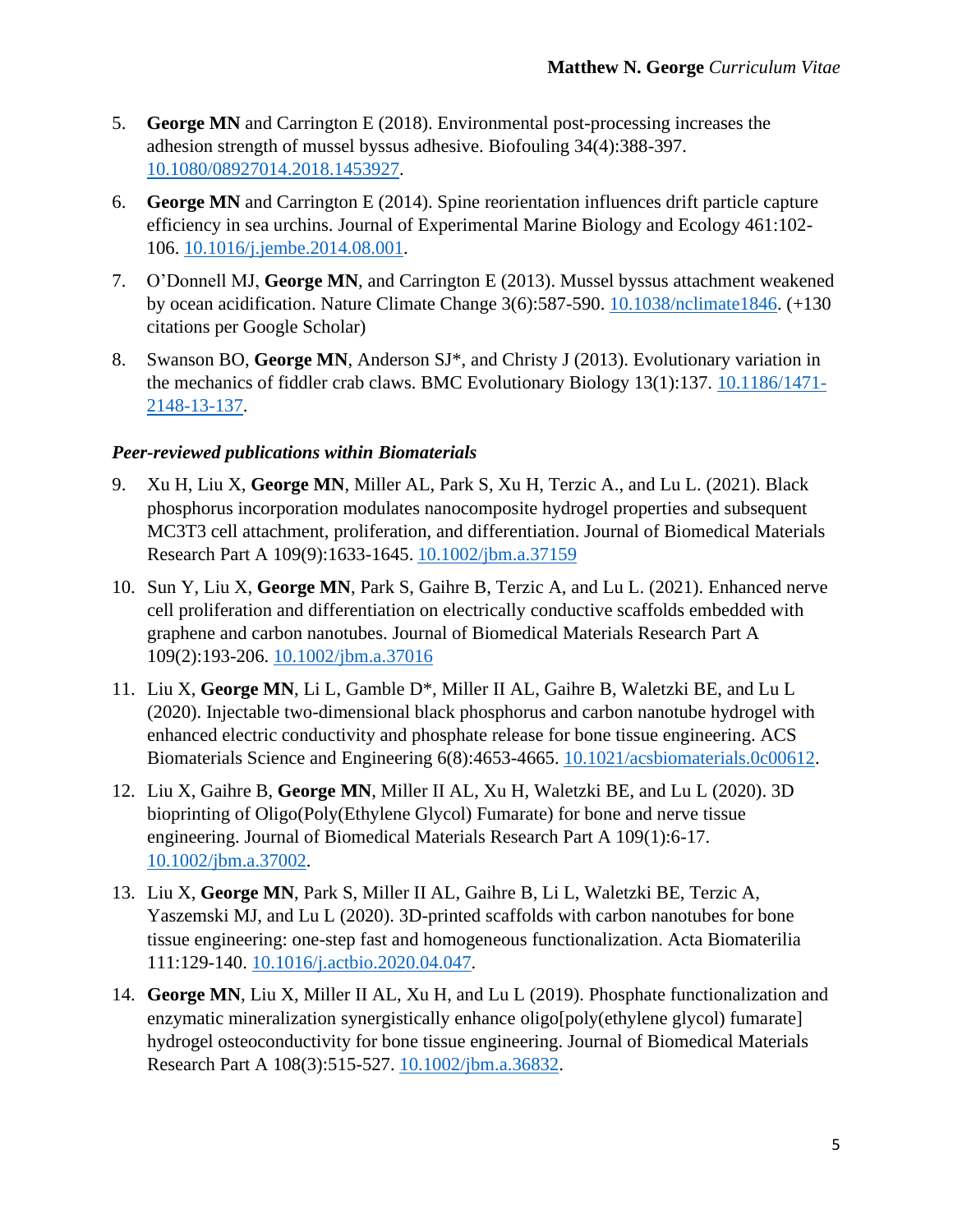5. **George MN** and Carrington E (2018). Environmental post-processing increases the adhesion strength of mussel byssus adhesive. Biofouling 34(4):388-397. [10.1080/08927014.2018.1453927](10.1080/08927014.2018.1453927).

6. **George MN** and Carrington E (2014). Spine reorientation influences drift particle capture efficiency in sea urchins. Journal of Experimental Marine Biology and Ecology 461:102-106. [10.1016/j.jembe.2014.08.001](10.1016/j.jembe.2014.08.001).

7. O'Donnell MJ, **George MN**, and Carrington E (2013). Mussel byssus attachment weakened by ocean acidification. Nature Climate Change 3(6):587-590. [10.1038/nclimate1846](10.1038/nclimate1846). (+130 citations per Google Scholar)

8. Swanson BO, **George MN**, Anderson SJ*, and Christy J (2013). Evolutionary variation in the mechanics of fiddler crab claws. BMC Evolutionary Biology 13(1):137. [10.1186/1471-2148-13-137](10.1186/1471-2148-13-137).

### *Peer-reviewed publications within Biomaterials*

9. Xu H, Liu X, **George MN**, Miller AL, Park S, Xu H, Terzic A., and Lu L. (2021). Black phosphorus incorporation modulates nanocomposite hydrogel properties and subsequent MC3T3 cell attachment, proliferation, and differentiation. Journal of Biomedical Materials Research Part A 109(9):1633-1645. [10.1002/jbm.a.37159](10.1002/jbm.a.37159)

10. Sun Y, Liu X, **George MN**, Park S, Gaihre B, Terzic A, and Lu L. (2021). Enhanced nerve cell proliferation and differentiation on electrically conductive scaffolds embedded with graphene and carbon nanotubes. Journal of Biomedical Materials Research Part A 109(2):193-206. [10.1002/jbm.a.37016](10.1002/jbm.a.37016)

11. Liu X, **George MN**, Li L, Gamble D*, Miller II AL, Gaihre B, Waletzki BE, and Lu L (2020). Injectable two-dimensional black phosphorus and carbon nanotube hydrogel with enhanced electric conductivity and phosphate release for bone tissue engineering. ACS Biomaterials Science and Engineering 6(8):4653-4665. [10.1021/acsbiomaterials.0c00612](10.1021/acsbiomaterials.0c00612).

12. Liu X, Gaihre B, **George MN**, Miller II AL, Xu H, Waletzki BE, and Lu L (2020). 3D bioprinting of Oligo(Poly(Ethylene Glycol) Fumarate) for bone and nerve tissue engineering. Journal of Biomedical Materials Research Part A 109(1):6-17. [10.1002/jbm.a.37002](10.1002/jbm.a.37002).

13. Liu X, **George MN**, Park S, Miller II AL, Gaihre B, Li L, Waletzki BE, Terzic A, Yaszemski MJ, and Lu L (2020). 3D-printed scaffolds with carbon nanotubes for bone tissue engineering: one-step fast and homogeneous functionalization. Acta Biomaterilia 111:129-140. [10.1016/j.actbio.2020.04.047](10.1016/j.actbio.2020.04.047).

14. **George MN**, Liu X, Miller II AL, Xu H, and Lu L (2019). Phosphate functionalization and enzymatic mineralization synergistically enhance oligo[poly(ethylene glycol) fumarate] hydrogel osteoconductivity for bone tissue engineering. Journal of Biomedical Materials Research Part A 108(3):515-527. [10.1002/jbm.a.36832](10.1002/jbm.a.36832).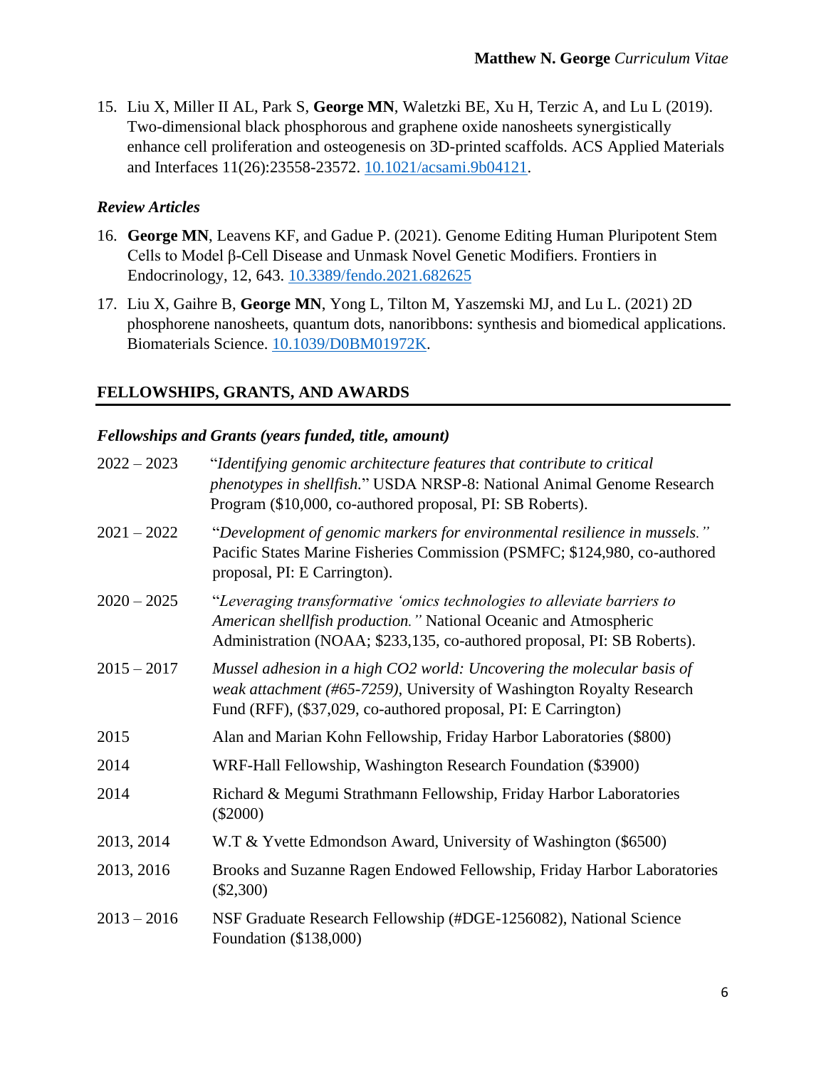15. Liu X, Miller II AL, Park S, **George MN**, Waletzki BE, Xu H, Terzic A, and Lu L (2019). Two-dimensional black phosphorous and graphene oxide nanosheets synergistically enhance cell proliferation and osteogenesis on 3D-printed scaffolds. ACS Applied Materials and Interfaces 11(26):23558-23572. [10.1021/acsami.9b04121](https://doi.org/10.1021/acsami.9b04121).

### *Review Articles*

16. **George MN**, Leavens KF, and Gadue P. (2021). Genome Editing Human Pluripotent Stem Cells to Model β-Cell Disease and Unmask Novel Genetic Modifiers. Frontiers in Endocrinology, 12, 643. [10.3389/fendo.2021.682625](https://doi.org/10.3389/fendo.2021.682625)
17. Liu X, Gaihre B, **George MN**, Yong L, Tilton M, Yaszemski MJ, and Lu L. (2021) 2D phosphorene nanosheets, quantum dots, nanoribbons: synthesis and biomedical applications. Biomaterials Science. [10.1039/D0BM01972K](https://doi.org/10.1039/D0BM01972K).

## FELLOWSHIPS, GRANTS, AND AWARDS

### *Fellowships and Grants (years funded, title, amount)*

| | |
|---|---|
| 2022 – 2023 | "*Identifying genomic architecture features that contribute to critical phenotypes in shellfish.*" USDA NRSP-8: National Animal Genome Research Program ($10,000, co-authored proposal, PI: SB Roberts). |
| 2021 – 2022 | "*Development of genomic markers for environmental resilience in mussels.*" Pacific States Marine Fisheries Commission (PSMFC; $124,980, co-authored proposal, PI: E Carrington). |
| 2020 – 2025 | "*Leveraging transformative 'omics technologies to alleviate barriers to American shellfish production.*" National Oceanic and Atmospheric Administration (NOAA; $233,135, co-authored proposal, PI: SB Roberts). |
| 2015 – 2017 | *Mussel adhesion in a high CO2 world: Uncovering the molecular basis of weak attachment (#65-7259)*, University of Washington Royalty Research Fund (RFF), ($37,029, co-authored proposal, PI: E Carrington) |
| 2015 | Alan and Marian Kohn Fellowship, Friday Harbor Laboratories ($800) |
| 2014 | WRF-Hall Fellowship, Washington Research Foundation ($3900) |
| 2014 | Richard & Megumi Strathmann Fellowship, Friday Harbor Laboratories ($2000) |
| 2013, 2014 | W.T & Yvette Edmondson Award, University of Washington ($6500) |
| 2013, 2016 | Brooks and Suzanne Ragen Endowed Fellowship, Friday Harbor Laboratories ($2,300) |
| 2013 – 2016 | NSF Graduate Research Fellowship (#DGE-1256082), National Science Foundation ($138,000) |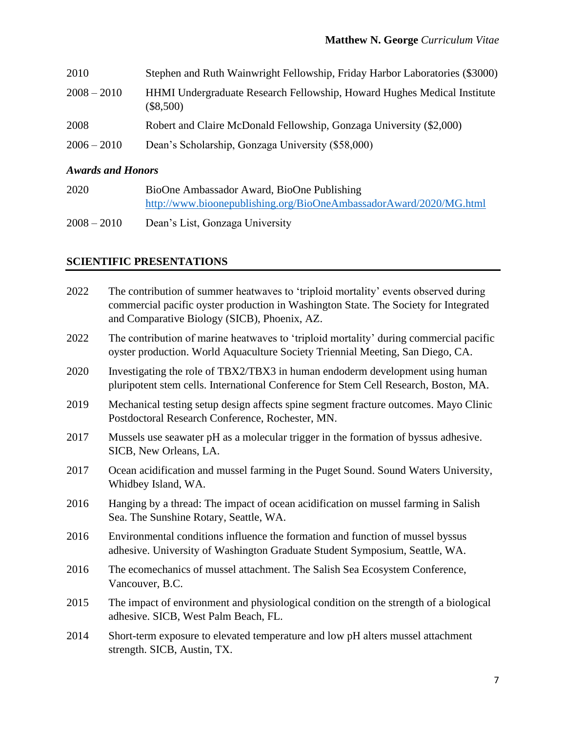| | |
|---|---|
| 2010 | Stephen and Ruth Wainwright Fellowship, Friday Harbor Laboratories ($3000) |
| 2008 – 2010 | HHMI Undergraduate Research Fellowship, Howard Hughes Medical Institute ($8,500) |
| 2008 | Robert and Claire McDonald Fellowship, Gonzaga University ($2,000) |
| 2006 – 2010 | Dean's Scholarship, Gonzaga University ($58,000) |

### *Awards and Honors*

| | |
|---|---|
| 2020 | BioOne Ambassador Award, BioOne Publishing [http://www.bioonepublishing.org/BioOneAmbassadorAward/2020/MG.html](http://www.bioonepublishing.org/BioOneAmbassadorAward/2020/MG.html) |
| 2008 – 2010 | Dean's List, Gonzaga University |

## SCIENTIFIC PRESENTATIONS

| | |
|---|---|
| 2022 | The contribution of summer heatwaves to 'triploid mortality' events observed during commercial pacific oyster production in Washington State. The Society for Integrated and Comparative Biology (SICB), Phoenix, AZ. |
| 2022 | The contribution of marine heatwaves to 'triploid mortality' during commercial pacific oyster production. World Aquaculture Society Triennial Meeting, San Diego, CA. |
| 2020 | Investigating the role of TBX2/TBX3 in human endoderm development using human pluripotent stem cells. International Conference for Stem Cell Research, Boston, MA. |
| 2019 | Mechanical testing setup design affects spine segment fracture outcomes. Mayo Clinic Postdoctoral Research Conference, Rochester, MN. |
| 2017 | Mussels use seawater pH as a molecular trigger in the formation of byssus adhesive. SICB, New Orleans, LA. |
| 2017 | Ocean acidification and mussel farming in the Puget Sound. Sound Waters University, Whidbey Island, WA. |
| 2016 | Hanging by a thread: The impact of ocean acidification on mussel farming in Salish Sea. The Sunshine Rotary, Seattle, WA. |
| 2016 | Environmental conditions influence the formation and function of mussel byssus adhesive. University of Washington Graduate Student Symposium, Seattle, WA. |
| 2016 | The ecomechanics of mussel attachment. The Salish Sea Ecosystem Conference, Vancouver, B.C. |
| 2015 | The impact of environment and physiological condition on the strength of a biological adhesive. SICB, West Palm Beach, FL. |
| 2014 | Short-term exposure to elevated temperature and low pH alters mussel attachment strength. SICB, Austin, TX. |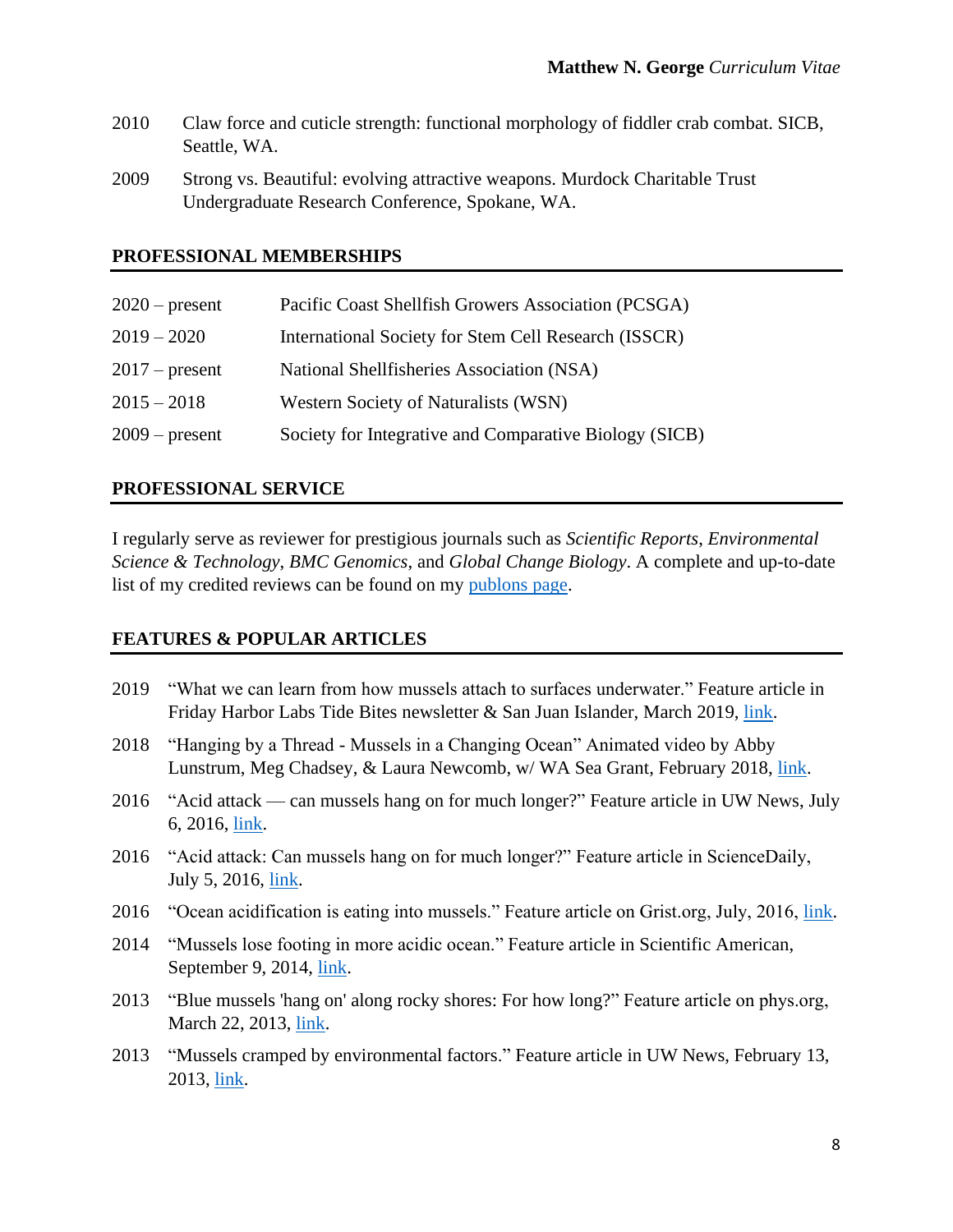2010 Claw force and cuticle strength: functional morphology of fiddler crab combat. SICB, Seattle, WA.

2009 Strong vs. Beautiful: evolving attractive weapons. Murdock Charitable Trust Undergraduate Research Conference, Spokane, WA.

## PROFESSIONAL MEMBERSHIPS

| | |
|---|---|
| 2020 – present | Pacific Coast Shellfish Growers Association (PCSGA) |
| 2019 – 2020 | International Society for Stem Cell Research (ISSCR) |
| 2017 – present | National Shellfisheries Association (NSA) |
| 2015 – 2018 | Western Society of Naturalists (WSN) |
| 2009 – present | Society for Integrative and Comparative Biology (SICB) |

## PROFESSIONAL SERVICE

I regularly serve as reviewer for prestigious journals such as *Scientific Reports*, *Environmental Science & Technology*, *BMC Genomics*, and *Global Change Biology*. A complete and up-to-date list of my credited reviews can be found on my publons page.

## FEATURES & POPULAR ARTICLES

2019 "What we can learn from how mussels attach to surfaces underwater." Feature article in Friday Harbor Labs Tide Bites newsletter & San Juan Islander, March 2019, link.

2018 "Hanging by a Thread - Mussels in a Changing Ocean" Animated video by Abby Lunstrum, Meg Chadsey, & Laura Newcomb, w/ WA Sea Grant, February 2018, link.

2016 "Acid attack — can mussels hang on for much longer?" Feature article in UW News, July 6, 2016, link.

2016 "Acid attack: Can mussels hang on for much longer?" Feature article in ScienceDaily, July 5, 2016, link.

2016 "Ocean acidification is eating into mussels." Feature article on Grist.org, July, 2016, link.

2014 "Mussels lose footing in more acidic ocean." Feature article in Scientific American, September 9, 2014, link.

2013 "Blue mussels 'hang on' along rocky shores: For how long?" Feature article on phys.org, March 22, 2013, link.

2013 "Mussels cramped by environmental factors." Feature article in UW News, February 13, 2013, link.